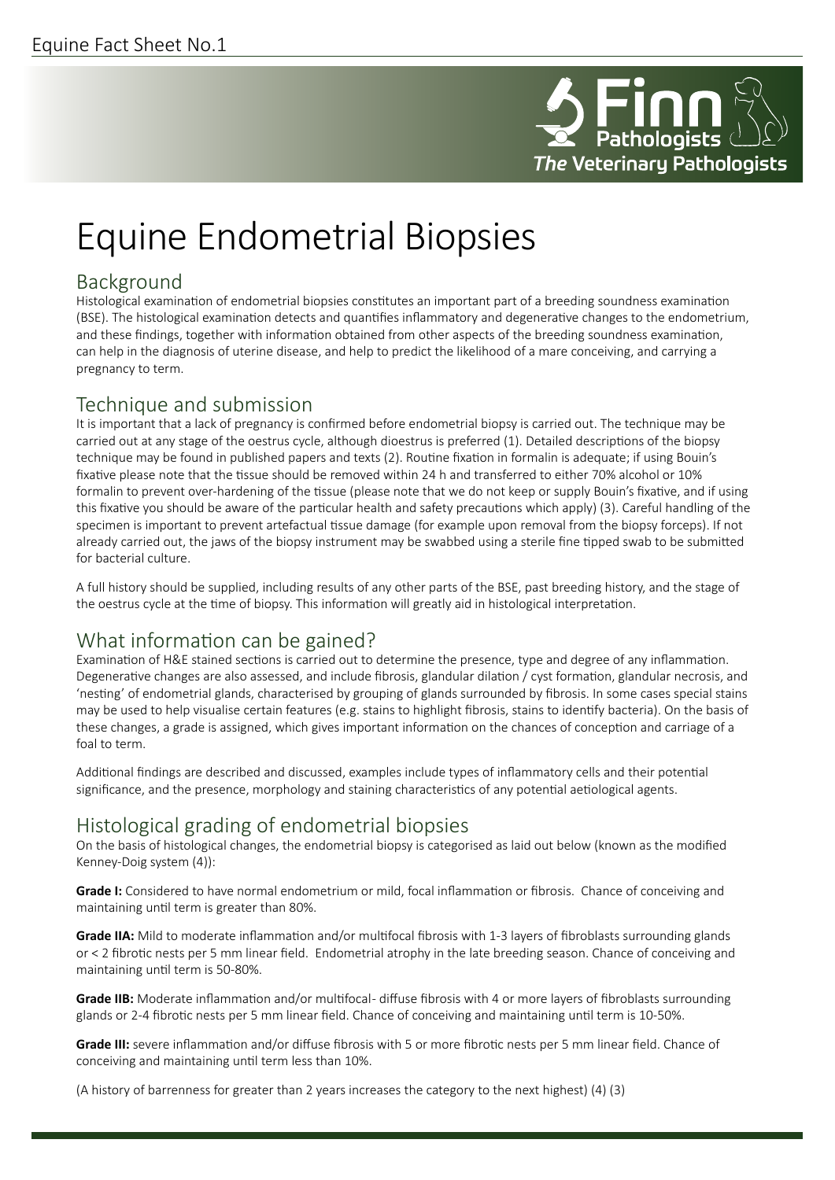Equine Fact Sheet No.1

# Equine Endometrial Biopsies

## Background

Histological examination of endometrial biopsies constitutes an important part of a breeding soundness examination (BSE). The histological examination detects and quantifies inflammatory and degenerative changes to the endometrium, and these findings, together with information obtained from other aspects of the breeding soundness examination, can help in the diagnosis of uterine disease, and help to predict the likelihood of a mare conceiving, and carrying a pregnancy to term.

## Technique and submission

It is important that a lack of pregnancy is confirmed before endometrial biopsy is carried out. The technique may be carried out at any stage of the oestrus cycle, although dioestrus is preferred (1). Detailed descriptions of the biopsy technique may be found in published papers and texts (2). Routine fixation in formalin is adequate; if using Bouin's fixative please note that the tissue should be removed within 24 h and transferred to either 70% alcohol or 10% formalin to prevent over-hardening of the tissue (please note that we do not keep or supply Bouin's fixative, and if using this fixative you should be aware of the particular health and safety precautions which apply) (3). Careful handling of the specimen is important to prevent artefactual tissue damage (for example upon removal from the biopsy forceps). If not already carried out, the jaws of the biopsy instrument may be swabbed using a sterile fine tipped swab to be submitted for bacterial culture.

A full history should be supplied, including results of any other parts of the BSE, past breeding history, and the stage of the oestrus cycle at the time of biopsy. This information will greatly aid in histological interpretation.

## What information can be gained?

Examination of H&E stained sections is carried out to determine the presence, type and degree of any inflammation. Degenerative changes are also assessed, and include fibrosis, glandular dilation / cyst formation, glandular necrosis, and 'nesting' of endometrial glands, characterised by grouping of glands surrounded by fibrosis. In some cases special stains may be used to help visualise certain features (e.g. stains to highlight fibrosis, stains to identify bacteria). On the basis of these changes, a grade is assigned, which gives important information on the chances of conception and carriage of a foal to term.

Additional findings are described and discussed, examples include types of inflammatory cells and their potential significance, and the presence, morphology and staining characteristics of any potential aetiological agents.

## Histological grading of endometrial biopsies

On the basis of histological changes, the endometrial biopsy is categorised as laid out below (known as the modified Kenney-Doig system (4)):

**Grade I:** Considered to have normal endometrium or mild, focal inflammation or fibrosis. Chance of conceiving and maintaining until term is greater than 80%.

**Grade IIA:** Mild to moderate inflammation and/or multifocal fibrosis with 1-3 layers of fibroblasts surrounding glands or < 2 fibrotic nests per 5 mm linear field. Endometrial atrophy in the late breeding season. Chance of conceiving and maintaining until term is 50-80%.

**Grade IIB:** Moderate inflammation and/or multifocal- diffuse fibrosis with 4 or more layers of fibroblasts surrounding glands or 2-4 fibrotic nests per 5 mm linear field. Chance of conceiving and maintaining until term is 10-50%.

**Grade III:** severe inflammation and/or diffuse fibrosis with 5 or more fibrotic nests per 5 mm linear field. Chance of conceiving and maintaining until term less than 10%.

(A history of barrenness for greater than 2 years increases the category to the next highest) (4) (3)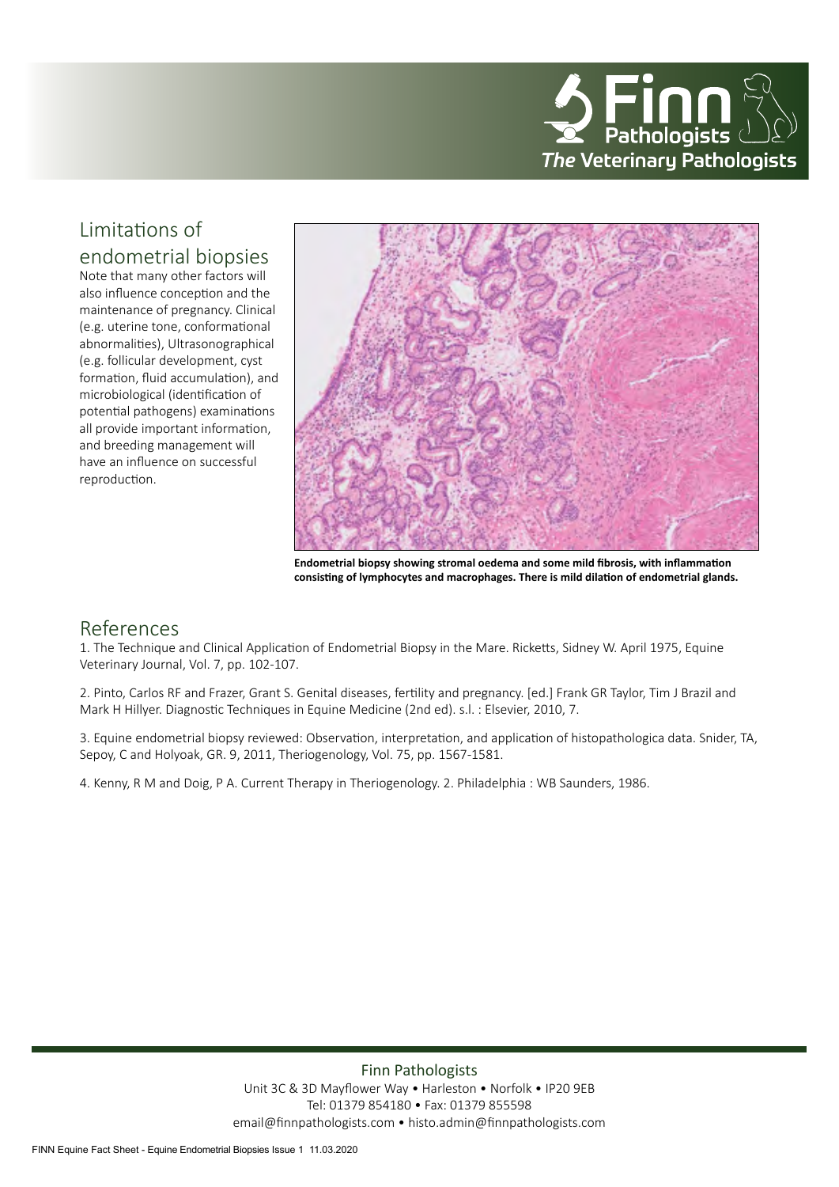## Limitations of endometrial biopsies

Note that many other factors will also influence conception and the maintenance of pregnancy. Clinical (e.g. uterine tone, conformational abnormalities), Ultrasonographical (e.g. follicular development, cyst formation, fluid accumulation), and microbiological (identification of potential pathogens) examinations all provide important information, and breeding management will have an influence on successful reproduction.

**Endometrial biopsy showing stromal oedema and some mild fibrosis, with inflammation consisting of lymphocytes and macrophages. There is mild dilation of endometrial glands.**

## References

1. The Technique and Clinical Application of Endometrial Biopsy in the Mare. Ricketts, Sidney W. April 1975, Equine Veterinary Journal, Vol. 7, pp. 102-107.

2. Pinto, Carlos RF and Frazer, Grant S. Genital diseases, fertility and pregnancy. [ed.] Frank GR Taylor, Tim J Brazil and Mark H Hillyer. Diagnostic Techniques in Equine Medicine (2nd ed). s.l. : Elsevier, 2010, 7.

3. Equine endometrial biopsy reviewed: Observation, interpretation, and application of histopathologica data. Snider, TA, Sepoy, C and Holyoak, GR. 9, 2011, Theriogenology, Vol. 75, pp. 1567-1581.

4. Kenny, R M and Doig, P A. Current Therapy in Theriogenology. 2. Philadelphia : WB Saunders, 1986.

Finn Pathologists
Unit 3C & 3D Mayflower Way • Harleston • Norfolk • IP20 9EB
Tel: 01379 854180 • Fax: 01379 855598
email@finnpathologists.com • histo.admin@finnpathologists.com